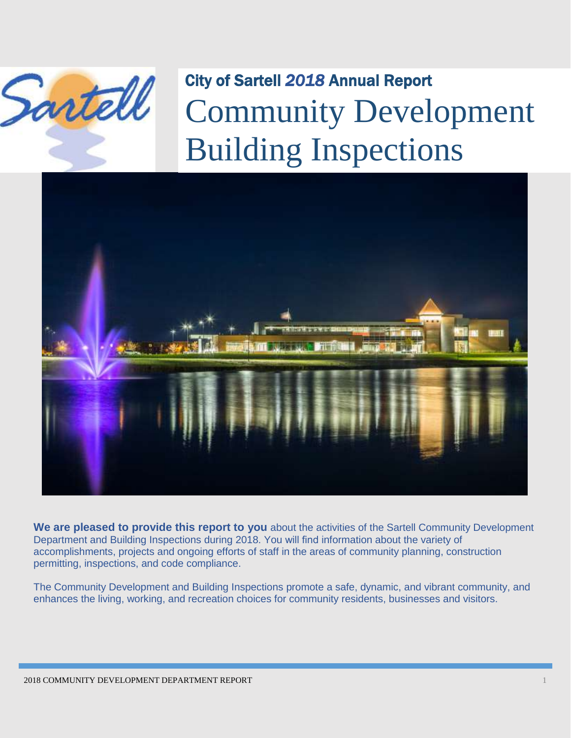# City of Sartell *2018* Annual Report

# Community Development Building Inspections

**We are pleased to provide this report to you** about the activities of the Sartell Community Development Department and Building Inspections during 2018. You will find information about the variety of accomplishments, projects and ongoing efforts of staff in the areas of community planning, construction permitting, inspections, and code compliance.

The Community Development and Building Inspections promote a safe, dynamic, and vibrant community, and enhances the living, working, and recreation choices for community residents, businesses and visitors.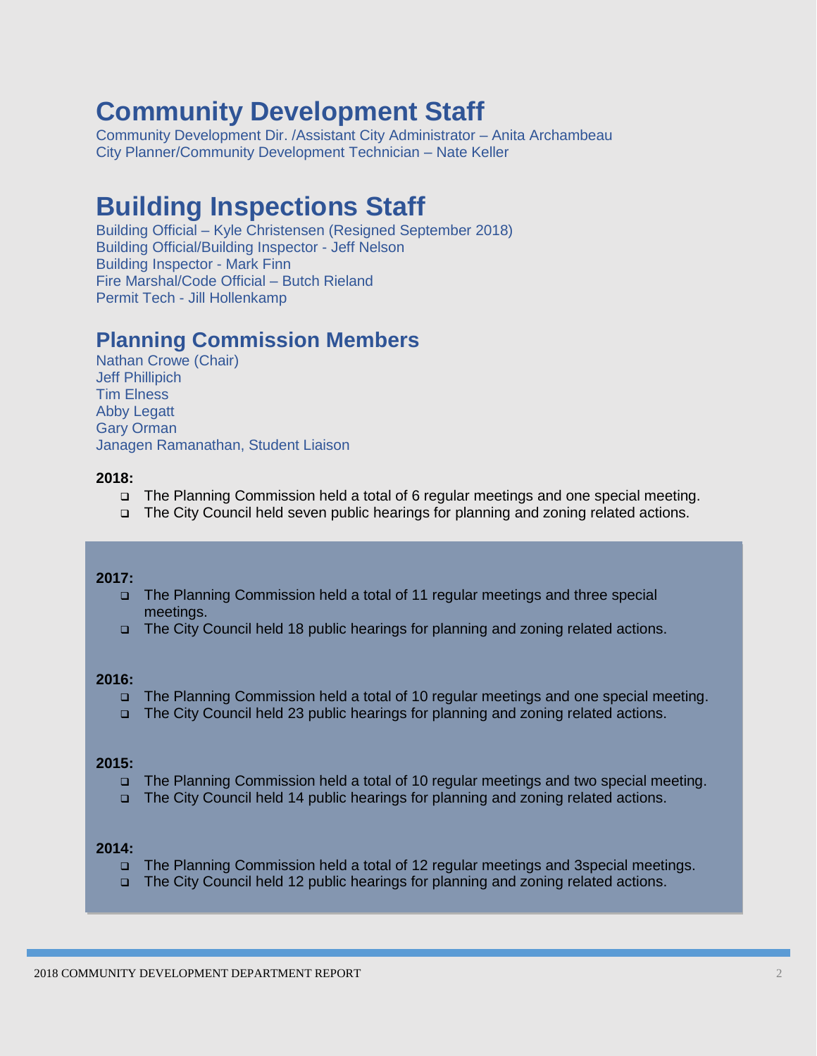# Community Development Staff

Community Development Dir. /Assistant City Administrator – Anita Archambeau
City Planner/Community Development Technician – Nate Keller

# Building Inspections Staff

Building Official – Kyle Christensen (Resigned September 2018)
Building Official/Building Inspector - Jeff Nelson
Building Inspector - Mark Finn
Fire Marshal/Code Official – Butch Rieland
Permit Tech - Jill Hollenkamp

## Planning Commission Members

Nathan Crowe (Chair)
Jeff Phillipich
Tim Elness
Abby Legatt
Gary Orman
Janagen Ramanathan, Student Liaison

**2018:**

- The Planning Commission held a total of 6 regular meetings and one special meeting.
- The City Council held seven public hearings for planning and zoning related actions.

**2017:**

- The Planning Commission held a total of 11 regular meetings and three special meetings.
- The City Council held 18 public hearings for planning and zoning related actions.

**2016:**

- The Planning Commission held a total of 10 regular meetings and one special meeting.
- The City Council held 23 public hearings for planning and zoning related actions.

**2015:**

- The Planning Commission held a total of 10 regular meetings and two special meeting.
- The City Council held 14 public hearings for planning and zoning related actions.

**2014:**

- The Planning Commission held a total of 12 regular meetings and 3special meetings.
- The City Council held 12 public hearings for planning and zoning related actions.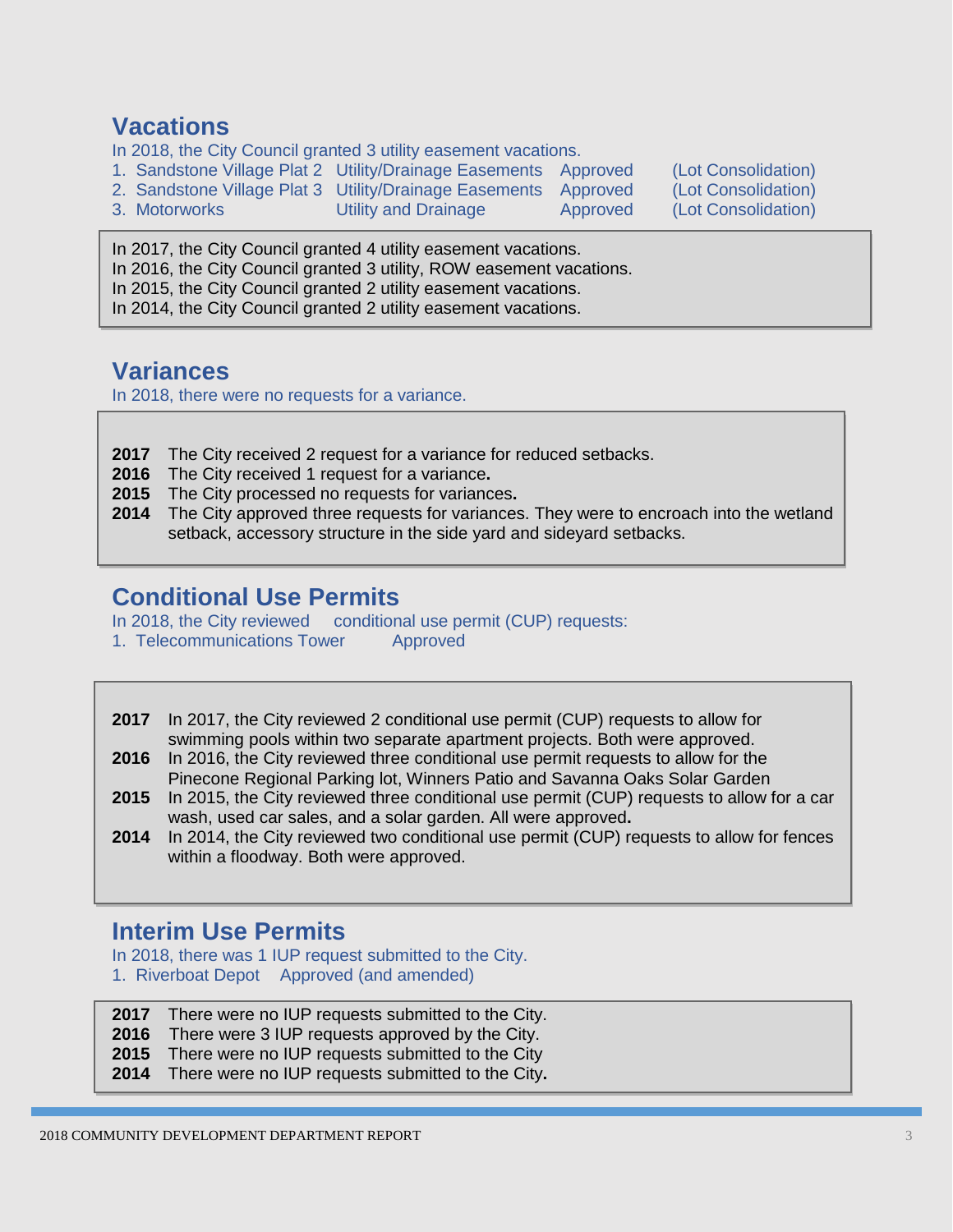## Vacations

In 2018, the City Council granted 3 utility easement vacations.

| | | | |
|---|---|---|---|
| 1. Sandstone Village Plat 2 | Utility/Drainage Easements | Approved | (Lot Consolidation) |
| 2. Sandstone Village Plat 3 | Utility/Drainage Easements | Approved | (Lot Consolidation) |
| 3. Motorworks | Utility and Drainage | Approved | (Lot Consolidation) |

In 2017, the City Council granted 4 utility easement vacations.
In 2016, the City Council granted 3 utility, ROW easement vacations.
In 2015, the City Council granted 2 utility easement vacations.
In 2014, the City Council granted 2 utility easement vacations.

## Variances

In 2018, there were no requests for a variance.

**2017** The City received 2 request for a variance for reduced setbacks.
**2016** The City received 1 request for a variance**.**
**2015** The City processed no requests for variances**.**
**2014** The City approved three requests for variances. They were to encroach into the wetland setback, accessory structure in the side yard and sideyard setbacks.

## Conditional Use Permits

In 2018, the City reviewed conditional use permit (CUP) requests:

1. Telecommunications Tower Approved

**2017** In 2017, the City reviewed 2 conditional use permit (CUP) requests to allow for swimming pools within two separate apartment projects. Both were approved.
**2016** In 2016, the City reviewed three conditional use permit requests to allow for the Pinecone Regional Parking lot, Winners Patio and Savanna Oaks Solar Garden
**2015** In 2015, the City reviewed three conditional use permit (CUP) requests to allow for a car wash, used car sales, and a solar garden. All were approved**.**
**2014** In 2014, the City reviewed two conditional use permit (CUP) requests to allow for fences within a floodway. Both were approved.

## Interim Use Permits

In 2018, there was 1 IUP request submitted to the City.

1. Riverboat Depot Approved (and amended)

**2017** There were no IUP requests submitted to the City.
**2016** There were 3 IUP requests approved by the City.
**2015** There were no IUP requests submitted to the City
**2014** There were no IUP requests submitted to the City**.**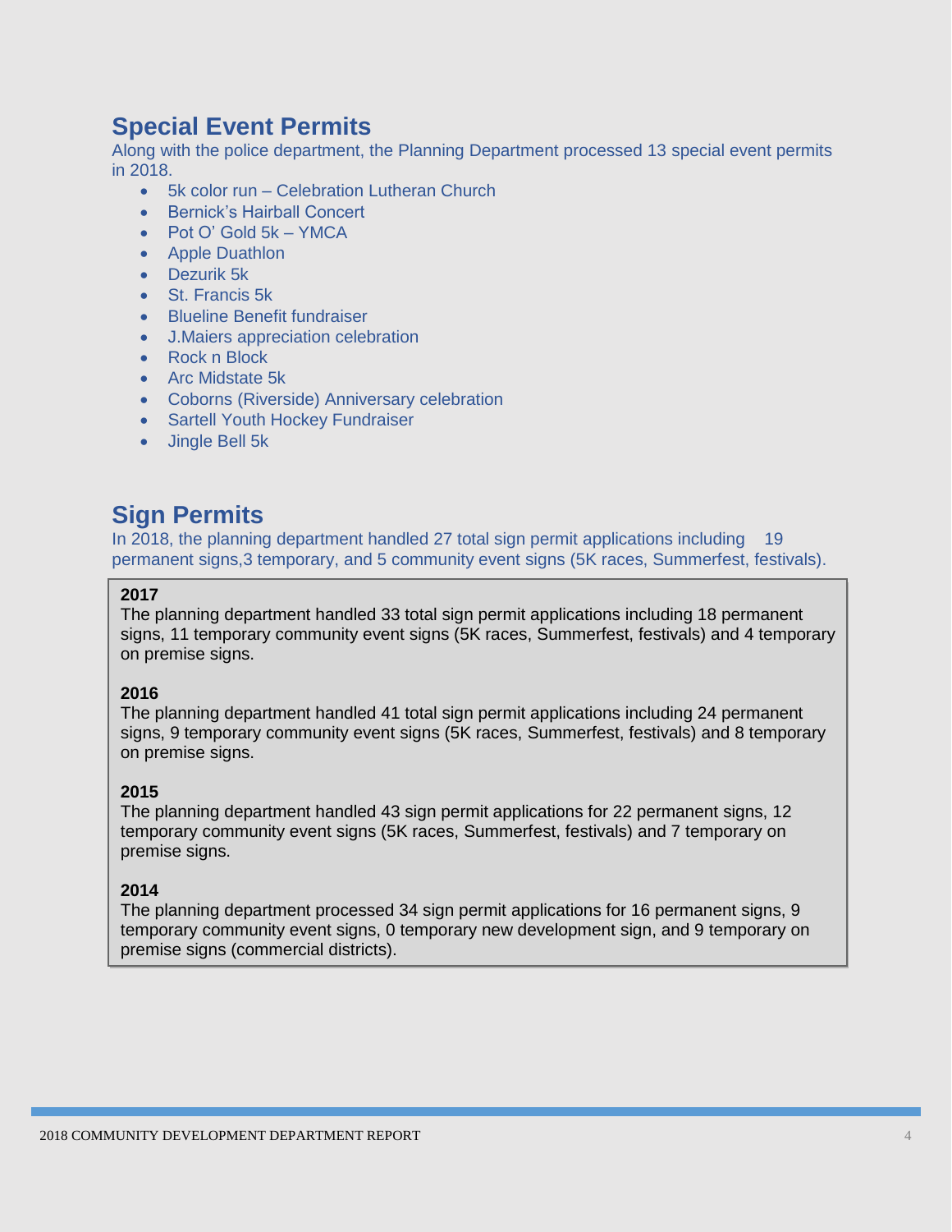## Special Event Permits

Along with the police department, the Planning Department processed 13 special event permits in 2018.

- 5k color run – Celebration Lutheran Church
- Bernick's Hairball Concert
- Pot O' Gold 5k – YMCA
- Apple Duathlon
- Dezurik 5k
- St. Francis 5k
- Blueline Benefit fundraiser
- J.Maiers appreciation celebration
- Rock n Block
- Arc Midstate 5k
- Coborns (Riverside) Anniversary celebration
- Sartell Youth Hockey Fundraiser
- Jingle Bell 5k

## Sign Permits

In 2018, the planning department handled 27 total sign permit applications including 19 permanent signs,3 temporary, and 5 community event signs (5K races, Summerfest, festivals).

**2017**
The planning department handled 33 total sign permit applications including 18 permanent signs, 11 temporary community event signs (5K races, Summerfest, festivals) and 4 temporary on premise signs.

**2016**
The planning department handled 41 total sign permit applications including 24 permanent signs, 9 temporary community event signs (5K races, Summerfest, festivals) and 8 temporary on premise signs.

**2015**
The planning department handled 43 sign permit applications for 22 permanent signs, 12 temporary community event signs (5K races, Summerfest, festivals) and 7 temporary on premise signs.

**2014**
The planning department processed 34 sign permit applications for 16 permanent signs, 9 temporary community event signs, 0 temporary new development sign, and 9 temporary on premise signs (commercial districts).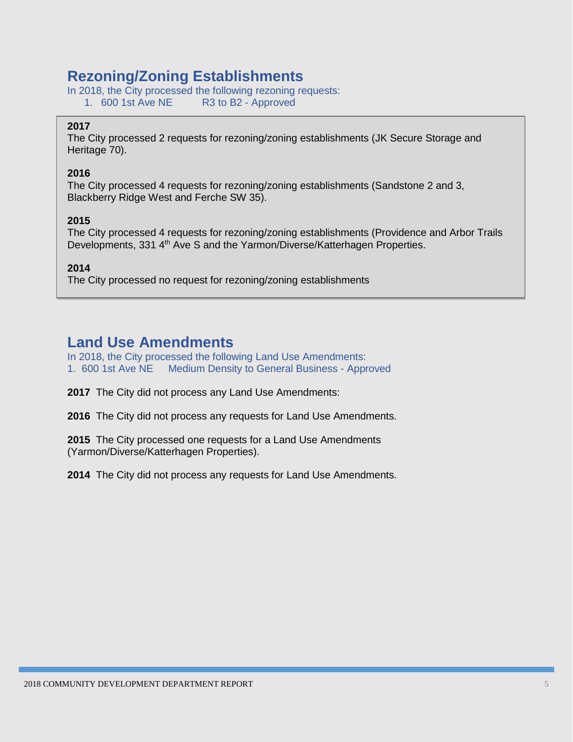## Rezoning/Zoning Establishments

In 2018, the City processed the following rezoning requests:

1. 600 1st Ave NE R3 to B2 - Approved

**2017**
The City processed 2 requests for rezoning/zoning establishments (JK Secure Storage and Heritage 70).

**2016**
The City processed 4 requests for rezoning/zoning establishments (Sandstone 2 and 3, Blackberry Ridge West and Ferche SW 35).

**2015**
The City processed 4 requests for rezoning/zoning establishments (Providence and Arbor Trails Developments, 331 4th Ave S and the Yarmon/Diverse/Katterhagen Properties.

**2014**
The City processed no request for rezoning/zoning establishments

## Land Use Amendments

In 2018, the City processed the following Land Use Amendments:

1. 600 1st Ave NE Medium Density to General Business - Approved

**2017** The City did not process any Land Use Amendments:

**2016** The City did not process any requests for Land Use Amendments.

**2015** The City processed one requests for a Land Use Amendments (Yarmon/Diverse/Katterhagen Properties).

**2014** The City did not process any requests for Land Use Amendments.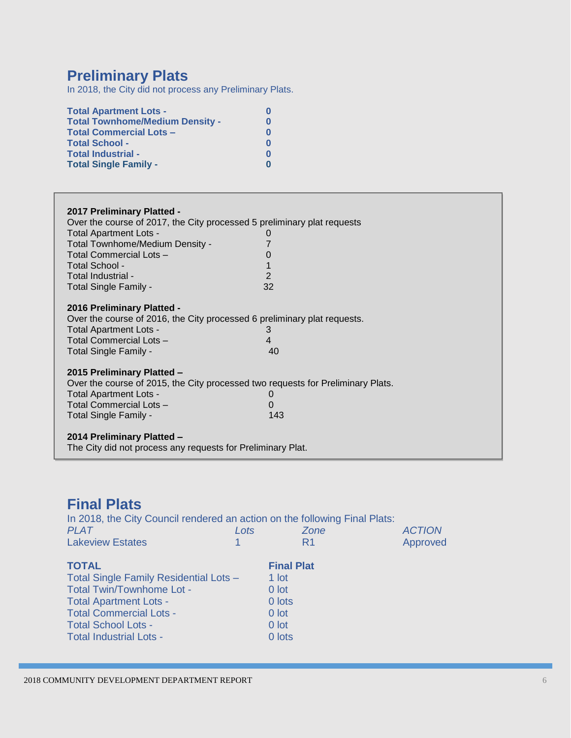## Preliminary Plats

In 2018, the City did not process any Preliminary Plats.

| | |
|---|---|
| **Total Apartment Lots -** | **0** |
| **Total Townhome/Medium Density -** | **0** |
| **Total Commercial Lots –** | **0** |
| **Total School -** | **0** |
| **Total Industrial -** | **0** |
| **Total Single Family -** | **0** |

**2017 Preliminary Platted -**

Over the course of 2017, the City processed 5 preliminary plat requests

| | |
|---|---|
| Total Apartment Lots - | 0 |
| Total Townhome/Medium Density - | 7 |
| Total Commercial Lots – | 0 |
| Total School - | 1 |
| Total Industrial - | 2 |
| Total Single Family - | 32 |

**2016 Preliminary Platted -**

Over the course of 2016, the City processed 6 preliminary plat requests.

| | |
|---|---|
| Total Apartment Lots - | 3 |
| Total Commercial Lots – | 4 |
| Total Single Family - | 40 |

**2015 Preliminary Platted –**

Over the course of 2015, the City processed two requests for Preliminary Plats.

| | |
|---|---|
| Total Apartment Lots - | 0 |
| Total Commercial Lots – | 0 |
| Total Single Family - | 143 |

**2014 Preliminary Platted –**

The City did not process any requests for Preliminary Plat.

## Final Plats

In 2018, the City Council rendered an action on the following Final Plats:

| *PLAT* | *Lots* | *Zone* | *ACTION* |
|---|---|---|---|
| Lakeview Estates | 1 | R1 | Approved |

| **TOTAL** | **Final Plat** |
|---|---|
| Total Single Family Residential Lots – | 1 lot |
| Total Twin/Townhome Lot - | 0 lot |
| Total Apartment Lots - | 0 lots |
| Total Commercial Lots - | 0 lot |
| Total School Lots - | 0 lot |
| Total Industrial Lots - | 0 lots |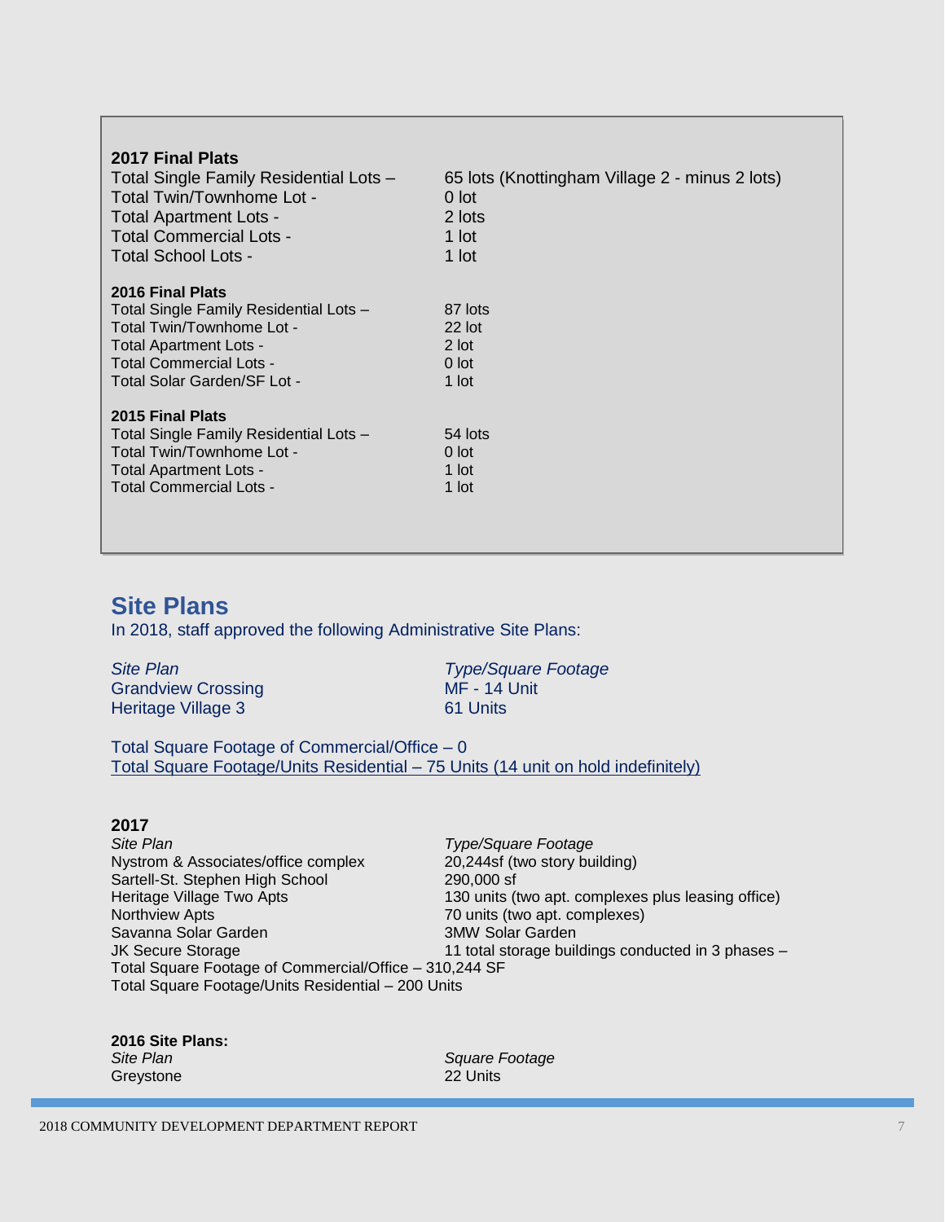**2017 Final Plats**

| | |
|---|---|
| Total Single Family Residential Lots – | 65 lots (Knottingham Village 2 - minus 2 lots) |
| Total Twin/Townhome Lot - | 0 lot |
| Total Apartment Lots - | 2 lots |
| Total Commercial Lots - | 1 lot |
| Total School Lots - | 1 lot |

**2016 Final Plats**

| | |
|---|---|
| Total Single Family Residential Lots – | 87 lots |
| Total Twin/Townhome Lot - | 22 lot |
| Total Apartment Lots - | 2 lot |
| Total Commercial Lots - | 0 lot |
| Total Solar Garden/SF Lot - | 1 lot |

**2015 Final Plats**

| | |
|---|---|
| Total Single Family Residential Lots – | 54 lots |
| Total Twin/Townhome Lot - | 0 lot |
| Total Apartment Lots - | 1 lot |
| Total Commercial Lots - | 1 lot |

## Site Plans

In 2018, staff approved the following Administrative Site Plans:

| *Site Plan* | *Type/Square Footage* |
|---|---|
| Grandview Crossing | MF - 14 Unit |
| Heritage Village 3 | 61 Units |

Total Square Footage of Commercial/Office – 0
Total Square Footage/Units Residential – 75 Units (14 unit on hold indefinitely)

**2017**

| *Site Plan* | *Type/Square Footage* |
|---|---|
| Nystrom & Associates/office complex | 20,244sf (two story building) |
| Sartell-St. Stephen High School | 290,000 sf |
| Heritage Village Two Apts | 130 units (two apt. complexes plus leasing office) |
| Northview Apts | 70 units (two apt. complexes) |
| Savanna Solar Garden | 3MW Solar Garden |
| JK Secure Storage | 11 total storage buildings conducted in 3 phases – |

Total Square Footage of Commercial/Office – 310,244 SF
Total Square Footage/Units Residential – 200 Units

**2016 Site Plans:**

| *Site Plan* | *Square Footage* |
|---|---|
| Greystone | 22 Units |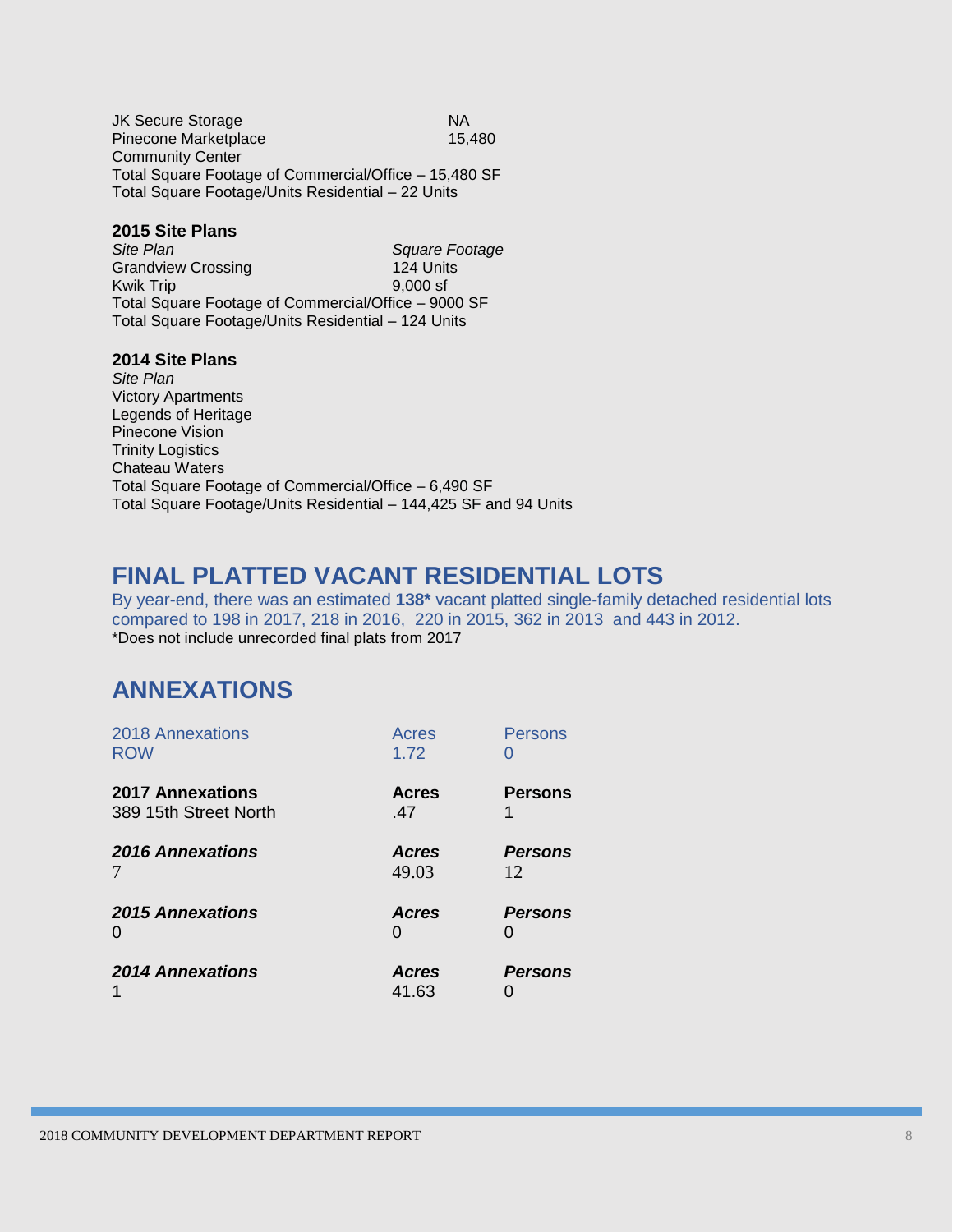| | |
|---|---|
| JK Secure Storage | NA |
| Pinecone Marketplace | 15,480 |
| Community Center | |

Total Square Footage of Commercial/Office – 15,480 SF
Total Square Footage/Units Residential – 22 Units

**2015 Site Plans**

| *Site Plan* | *Square Footage* |
|---|---|
| Grandview Crossing | 124 Units |
| Kwik Trip | 9,000 sf |

Total Square Footage of Commercial/Office – 9000 SF
Total Square Footage/Units Residential – 124 Units

**2014 Site Plans**

*Site Plan*
Victory Apartments
Legends of Heritage
Pinecone Vision
Trinity Logistics
Chateau Waters
Total Square Footage of Commercial/Office – 6,490 SF
Total Square Footage/Units Residential – 144,425 SF and 94 Units

## FINAL PLATTED VACANT RESIDENTIAL LOTS

By year-end, there was an estimated **138*** vacant platted single-family detached residential lots compared to 198 in 2017, 218 in 2016, 220 in 2015, 362 in 2013 and 443 in 2012.
*Does not include unrecorded final plats from 2017

## ANNEXATIONS

| 2018 Annexations | Acres | Persons |
|---|---|---|
| ROW | 1.72 | 0 |

| **2017 Annexations** | **Acres** | **Persons** |
|---|---|---|
| 389 15th Street North | .47 | 1 |

| ***2016 Annexations*** | ***Acres*** | ***Persons*** |
|---|---|---|
| 7 | 49.03 | 12 |

| ***2015 Annexations*** | ***Acres*** | ***Persons*** |
|---|---|---|
| 0 | 0 | 0 |

| ***2014 Annexations*** | ***Acres*** | ***Persons*** |
|---|---|---|
| 1 | 41.63 | 0 |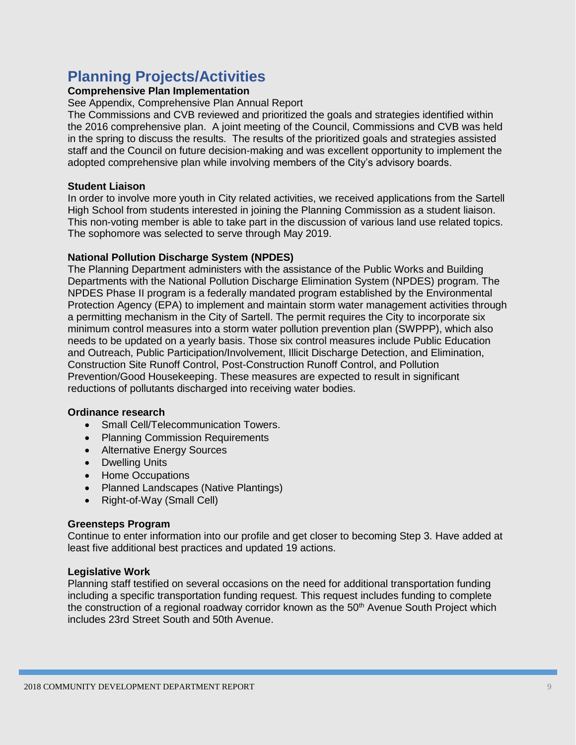# Planning Projects/Activities

**Comprehensive Plan Implementation**

See Appendix, Comprehensive Plan Annual Report

The Commissions and CVB reviewed and prioritized the goals and strategies identified within the 2016 comprehensive plan. A joint meeting of the Council, Commissions and CVB was held in the spring to discuss the results. The results of the prioritized goals and strategies assisted staff and the Council on future decision-making and was excellent opportunity to implement the adopted comprehensive plan while involving members of the City's advisory boards.

**Student Liaison**

In order to involve more youth in City related activities, we received applications from the Sartell High School from students interested in joining the Planning Commission as a student liaison. This non-voting member is able to take part in the discussion of various land use related topics. The sophomore was selected to serve through May 2019.

**National Pollution Discharge System (NPDES)**

The Planning Department administers with the assistance of the Public Works and Building Departments with the National Pollution Discharge Elimination System (NPDES) program. The NPDES Phase II program is a federally mandated program established by the Environmental Protection Agency (EPA) to implement and maintain storm water management activities through a permitting mechanism in the City of Sartell. The permit requires the City to incorporate six minimum control measures into a storm water pollution prevention plan (SWPPP), which also needs to be updated on a yearly basis. Those six control measures include Public Education and Outreach, Public Participation/Involvement, Illicit Discharge Detection, and Elimination, Construction Site Runoff Control, Post-Construction Runoff Control, and Pollution Prevention/Good Housekeeping. These measures are expected to result in significant reductions of pollutants discharged into receiving water bodies.

**Ordinance research**

- Small Cell/Telecommunication Towers.
- Planning Commission Requirements
- Alternative Energy Sources
- Dwelling Units
- Home Occupations
- Planned Landscapes (Native Plantings)
- Right-of-Way (Small Cell)

**Greensteps Program**

Continue to enter information into our profile and get closer to becoming Step 3. Have added at least five additional best practices and updated 19 actions.

**Legislative Work**

Planning staff testified on several occasions on the need for additional transportation funding including a specific transportation funding request. This request includes funding to complete the construction of a regional roadway corridor known as the 50th Avenue South Project which includes 23rd Street South and 50th Avenue.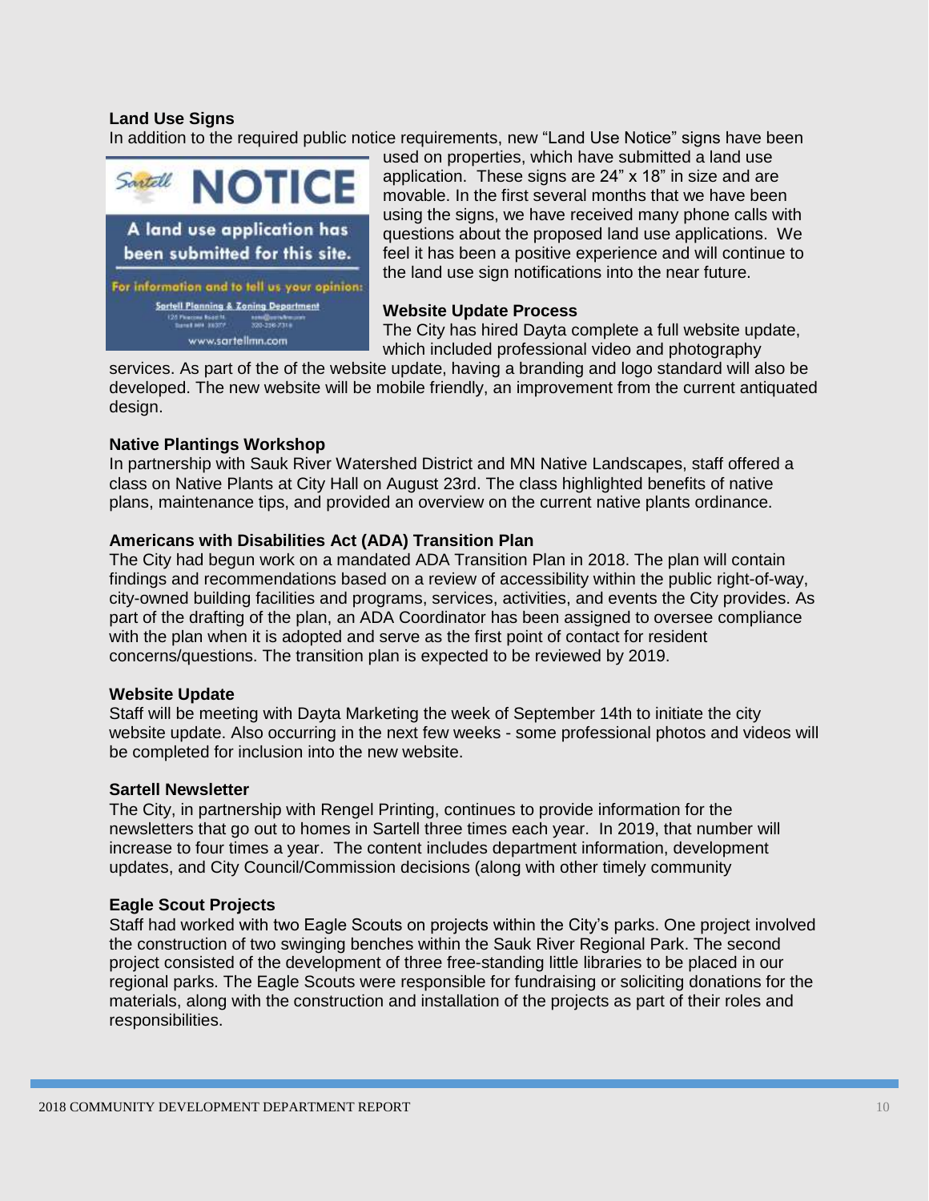### Land Use Signs

In addition to the required public notice requirements, new "Land Use Notice" signs have been used on properties, which have submitted a land use application. These signs are 24" x 18" in size and are movable. In the first several months that we have been using the signs, we have received many phone calls with questions about the proposed land use applications. We feel it has been a positive experience and will continue to the land use sign notifications into the near future.

### Website Update Process

The City has hired Dayta complete a full website update, which included professional video and photography services. As part of the of the website update, having a branding and logo standard will also be developed. The new website will be mobile friendly, an improvement from the current antiquated design.

### Native Plantings Workshop

In partnership with Sauk River Watershed District and MN Native Landscapes, staff offered a class on Native Plants at City Hall on August 23rd. The class highlighted benefits of native plans, maintenance tips, and provided an overview on the current native plants ordinance.

### Americans with Disabilities Act (ADA) Transition Plan

The City had begun work on a mandated ADA Transition Plan in 2018. The plan will contain findings and recommendations based on a review of accessibility within the public right-of-way, city-owned building facilities and programs, services, activities, and events the City provides. As part of the drafting of the plan, an ADA Coordinator has been assigned to oversee compliance with the plan when it is adopted and serve as the first point of contact for resident concerns/questions. The transition plan is expected to be reviewed by 2019.

### Website Update

Staff will be meeting with Dayta Marketing the week of September 14th to initiate the city website update. Also occurring in the next few weeks - some professional photos and videos will be completed for inclusion into the new website.

### Sartell Newsletter

The City, in partnership with Rengel Printing, continues to provide information for the newsletters that go out to homes in Sartell three times each year. In 2019, that number will increase to four times a year. The content includes department information, development updates, and City Council/Commission decisions (along with other timely community

### Eagle Scout Projects

Staff had worked with two Eagle Scouts on projects within the City's parks. One project involved the construction of two swinging benches within the Sauk River Regional Park. The second project consisted of the development of three free-standing little libraries to be placed in our regional parks. The Eagle Scouts were responsible for fundraising or soliciting donations for the materials, along with the construction and installation of the projects as part of their roles and responsibilities.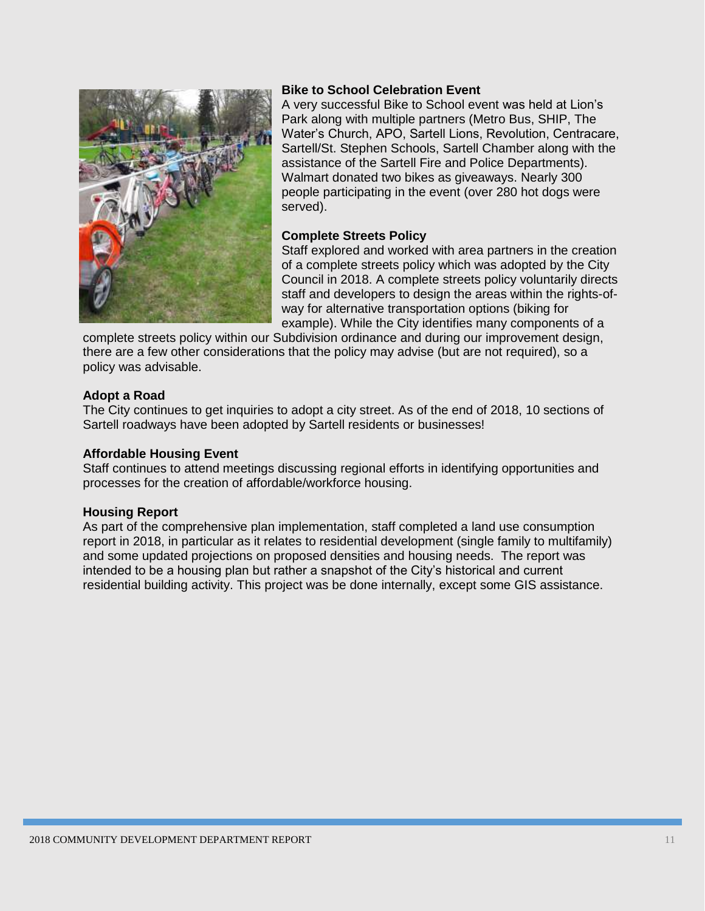**Bike to School Celebration Event**

A very successful Bike to School event was held at Lion's Park along with multiple partners (Metro Bus, SHIP, The Water's Church, APO, Sartell Lions, Revolution, Centracare, Sartell/St. Stephen Schools, Sartell Chamber along with the assistance of the Sartell Fire and Police Departments). Walmart donated two bikes as giveaways. Nearly 300 people participating in the event (over 280 hot dogs were served).

**Complete Streets Policy**

Staff explored and worked with area partners in the creation of a complete streets policy which was adopted by the City Council in 2018. A complete streets policy voluntarily directs staff and developers to design the areas within the rights-of-way for alternative transportation options (biking for example). While the City identifies many components of a complete streets policy within our Subdivision ordinance and during our improvement design, there are a few other considerations that the policy may advise (but are not required), so a policy was advisable.

**Adopt a Road**

The City continues to get inquiries to adopt a city street. As of the end of 2018, 10 sections of Sartell roadways have been adopted by Sartell residents or businesses!

**Affordable Housing Event**

Staff continues to attend meetings discussing regional efforts in identifying opportunities and processes for the creation of affordable/workforce housing.

**Housing Report**

As part of the comprehensive plan implementation, staff completed a land use consumption report in 2018, in particular as it relates to residential development (single family to multifamily) and some updated projections on proposed densities and housing needs. The report was intended to be a housing plan but rather a snapshot of the City's historical and current residential building activity. This project was be done internally, except some GIS assistance.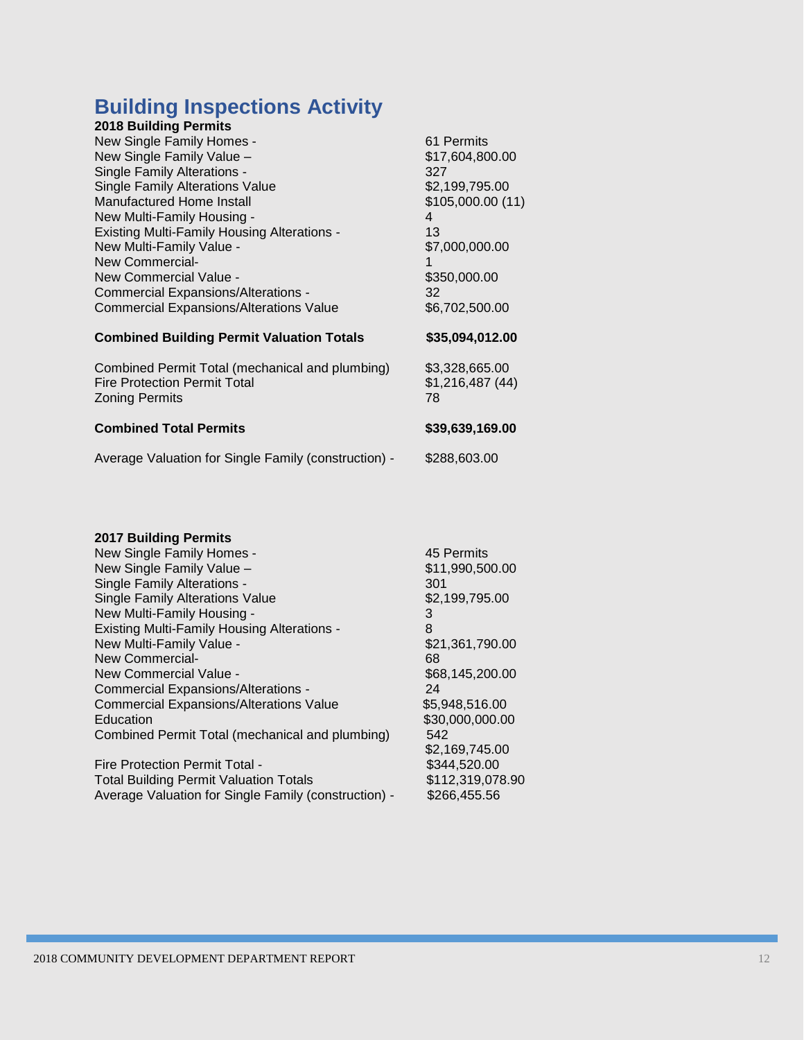# Building Inspections Activity

**2018 Building Permits**

| | |
|---|---|
| New Single Family Homes - | 61 Permits |
| New Single Family Value – | $17,604,800.00 |
| Single Family Alterations - | 327 |
| Single Family Alterations Value | $2,199,795.00 |
| Manufactured Home Install | $105,000.00 (11) |
| New Multi-Family Housing - | 4 |
| Existing Multi-Family Housing Alterations - | 13 |
| New Multi-Family Value - | $7,000,000.00 |
| New Commercial- | 1 |
| New Commercial Value - | $350,000.00 |
| Commercial Expansions/Alterations - | 32 |
| Commercial Expansions/Alterations Value | $6,702,500.00 |
| **Combined Building Permit Valuation Totals** | **$35,094,012.00** |
| Combined Permit Total (mechanical and plumbing) | $3,328,665.00 |
| Fire Protection Permit Total | $1,216,487 (44) |
| Zoning Permits | 78 |
| **Combined Total Permits** | **$39,639,169.00** |
| Average Valuation for Single Family (construction) - | $288,603.00 |

**2017 Building Permits**

| | |
|---|---|
| New Single Family Homes - | 45 Permits |
| New Single Family Value – | $11,990,500.00 |
| Single Family Alterations - | 301 |
| Single Family Alterations Value | $2,199,795.00 |
| New Multi-Family Housing - | 3 |
| Existing Multi-Family Housing Alterations - | 8 |
| New Multi-Family Value - | $21,361,790.00 |
| New Commercial- | 68 |
| New Commercial Value - | $68,145,200.00 |
| Commercial Expansions/Alterations - | 24 |
| Commercial Expansions/Alterations Value | $5,948,516.00 |
| Education | $30,000,000.00 |
| Combined Permit Total (mechanical and plumbing) | 542<br>$2,169,745.00 |
| Fire Protection Permit Total - | $344,520.00 |
| Total Building Permit Valuation Totals | $112,319,078.90 |
| Average Valuation for Single Family (construction) - | $266,455.56 |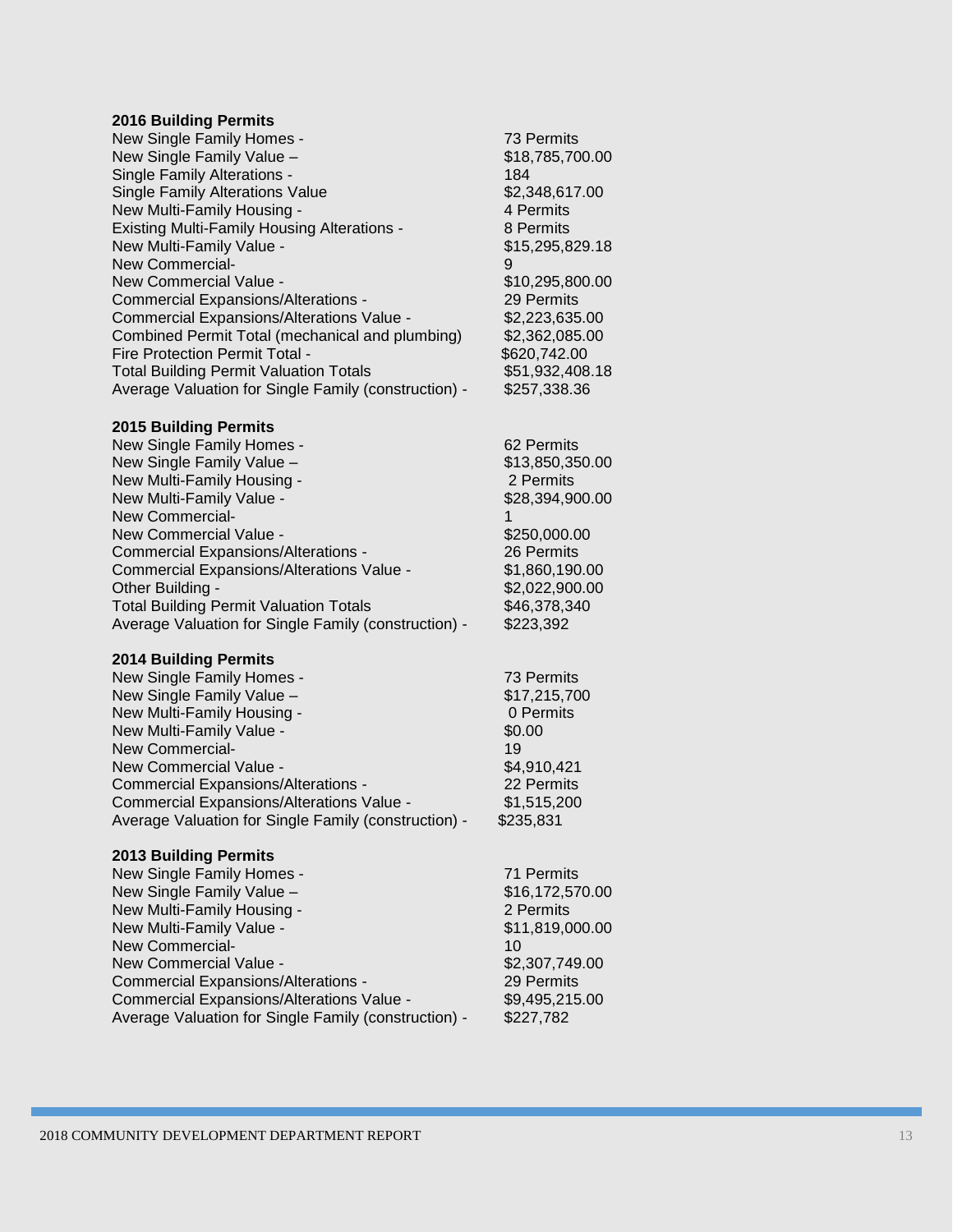**2016 Building Permits**

| | |
|---|---|
| New Single Family Homes - | 73 Permits |
| New Single Family Value – | $18,785,700.00 |
| Single Family Alterations - | 184 |
| Single Family Alterations Value | $2,348,617.00 |
| New Multi-Family Housing - | 4 Permits |
| Existing Multi-Family Housing Alterations - | 8 Permits |
| New Multi-Family Value - | $15,295,829.18 |
| New Commercial- | 9 |
| New Commercial Value - | $10,295,800.00 |
| Commercial Expansions/Alterations - | 29 Permits |
| Commercial Expansions/Alterations Value - | $2,223,635.00 |
| Combined Permit Total (mechanical and plumbing) | $2,362,085.00 |
| Fire Protection Permit Total - | $620,742.00 |
| Total Building Permit Valuation Totals | $51,932,408.18 |
| Average Valuation for Single Family (construction) - | $257,338.36 |

**2015 Building Permits**

| | |
|---|---|
| New Single Family Homes - | 62 Permits |
| New Single Family Value – | $13,850,350.00 |
| New Multi-Family Housing - | 2 Permits |
| New Multi-Family Value - | $28,394,900.00 |
| New Commercial- | 1 |
| New Commercial Value - | $250,000.00 |
| Commercial Expansions/Alterations - | 26 Permits |
| Commercial Expansions/Alterations Value - | $1,860,190.00 |
| Other Building - | $2,022,900.00 |
| Total Building Permit Valuation Totals | $46,378,340 |
| Average Valuation for Single Family (construction) - | $223,392 |

**2014 Building Permits**

| | |
|---|---|
| New Single Family Homes - | 73 Permits |
| New Single Family Value – | $17,215,700 |
| New Multi-Family Housing - | 0 Permits |
| New Multi-Family Value - | $0.00 |
| New Commercial- | 19 |
| New Commercial Value - | $4,910,421 |
| Commercial Expansions/Alterations - | 22 Permits |
| Commercial Expansions/Alterations Value - | $1,515,200 |
| Average Valuation for Single Family (construction) - | $235,831 |

**2013 Building Permits**

| | |
|---|---|
| New Single Family Homes - | 71 Permits |
| New Single Family Value – | $16,172,570.00 |
| New Multi-Family Housing - | 2 Permits |
| New Multi-Family Value - | $11,819,000.00 |
| New Commercial- | 10 |
| New Commercial Value - | $2,307,749.00 |
| Commercial Expansions/Alterations - | 29 Permits |
| Commercial Expansions/Alterations Value - | $9,495,215.00 |
| Average Valuation for Single Family (construction) - | $227,782 |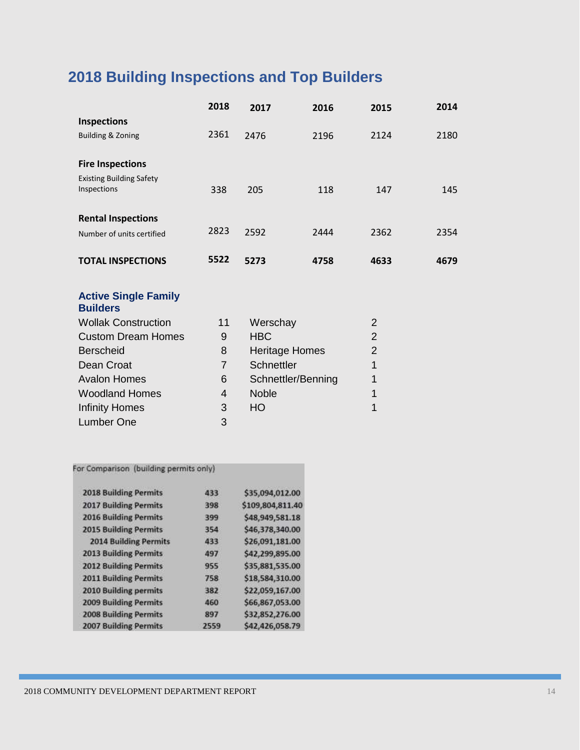## 2018 Building Inspections and Top Builders

| | 2018 | 2017 | 2016 | 2015 | 2014 |
|---|---|---|---|---|---|
| **Inspections** | | | | | |
| Building & Zoning | 2361 | 2476 | 2196 | 2124 | 2180 |
| **Fire Inspections** | | | | | |
| Existing Building Safety Inspections | 338 | 205 | 118 | 147 | 145 |
| **Rental Inspections** | | | | | |
| Number of units certified | 2823 | 2592 | 2444 | 2362 | 2354 |
| **TOTAL INSPECTIONS** | **5522** | **5273** | **4758** | **4633** | **4679** |

### Active Single Family Builders

| Builder | Count | Builder | Count |
|---|---|---|---|
| Wollak Construction | 11 | Werschay | 2 |
| Custom Dream Homes | 9 | HBC | 2 |
| Berscheid | 8 | Heritage Homes | 2 |
| Dean Croat | 7 | Schnettler | 1 |
| Avalon Homes | 6 | Schnettler/Benning | 1 |
| Woodland Homes | 4 | Noble | 1 |
| Infinity Homes | 3 | HO | 1 |
| Lumber One | 3 | | |

For Comparison (building permits only)

| | | |
|---|---|---|
| **2018 Building Permits** | 433 | $35,094,012.00 |
| **2017 Building Permits** | 398 | $109,804,811.40 |
| **2016 Building Permits** | 399 | $48,949,581.18 |
| **2015 Building Permits** | 354 | $46,378,340.00 |
| **2014 Building Permits** | 433 | $26,091,181.00 |
| **2013 Building Permits** | 497 | $42,299,895.00 |
| **2012 Building Permits** | 955 | $35,881,535.00 |
| **2011 Building Permits** | 758 | $18,584,310.00 |
| **2010 Building permits** | 382 | $22,059,167.00 |
| **2009 Building Permits** | 460 | $66,867,053.00 |
| **2008 Building Permits** | 897 | $32,852,276.00 |
| **2007 Building Permits** | 2559 | $42,426,058.79 |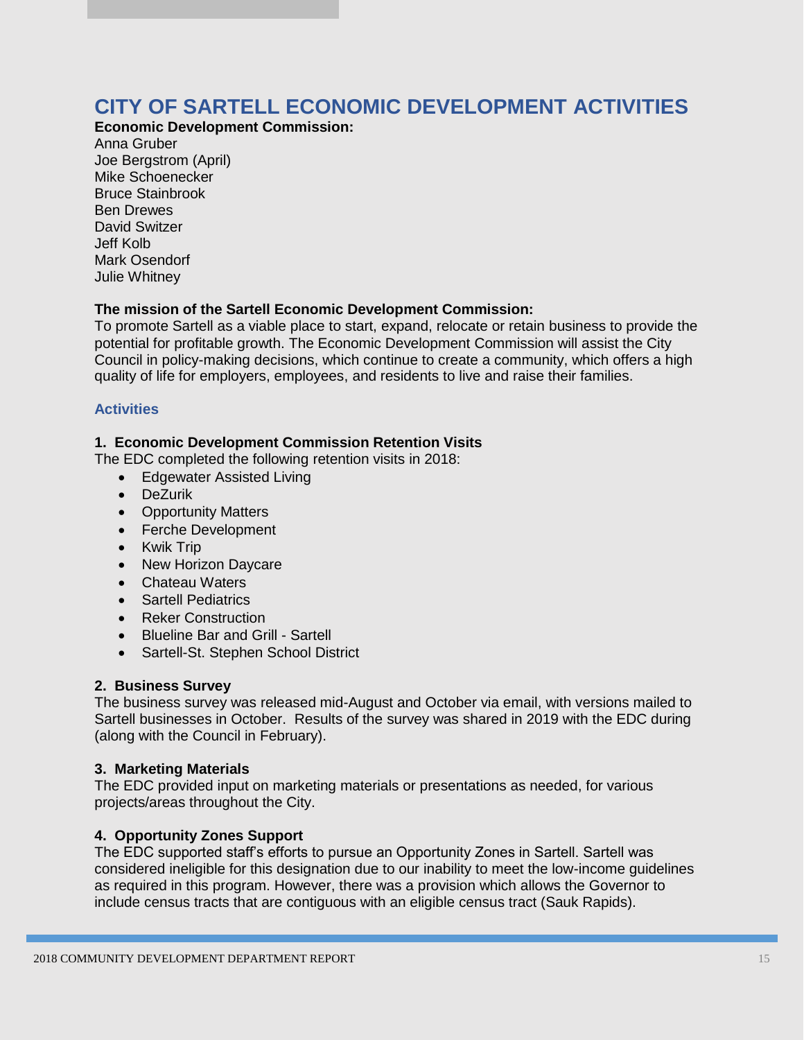# CITY OF SARTELL ECONOMIC DEVELOPMENT ACTIVITIES

**Economic Development Commission:**
Anna Gruber
Joe Bergstrom (April)
Mike Schoenecker
Bruce Stainbrook
Ben Drewes
David Switzer
Jeff Kolb
Mark Osendorf
Julie Whitney

**The mission of the Sartell Economic Development Commission:**
To promote Sartell as a viable place to start, expand, relocate or retain business to provide the potential for profitable growth. The Economic Development Commission will assist the City Council in policy-making decisions, which continue to create a community, which offers a high quality of life for employers, employees, and residents to live and raise their families.

## Activities

**1. Economic Development Commission Retention Visits**
The EDC completed the following retention visits in 2018:

- Edgewater Assisted Living
- DeZurik
- Opportunity Matters
- Ferche Development
- Kwik Trip
- New Horizon Daycare
- Chateau Waters
- Sartell Pediatrics
- Reker Construction
- Blueline Bar and Grill - Sartell
- Sartell-St. Stephen School District

**2. Business Survey**
The business survey was released mid-August and October via email, with versions mailed to Sartell businesses in October. Results of the survey was shared in 2019 with the EDC during (along with the Council in February).

**3. Marketing Materials**
The EDC provided input on marketing materials or presentations as needed, for various projects/areas throughout the City.

**4. Opportunity Zones Support**
The EDC supported staff's efforts to pursue an Opportunity Zones in Sartell. Sartell was considered ineligible for this designation due to our inability to meet the low-income guidelines as required in this program. However, there was a provision which allows the Governor to include census tracts that are contiguous with an eligible census tract (Sauk Rapids).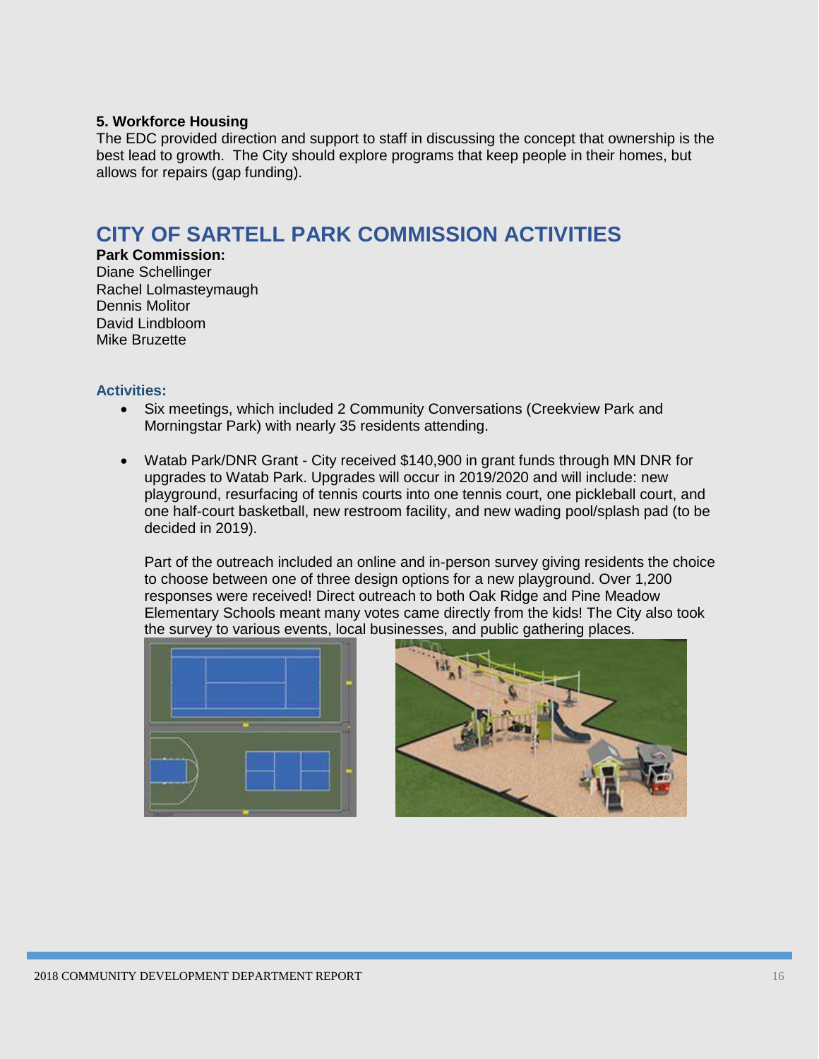**5. Workforce Housing**

The EDC provided direction and support to staff in discussing the concept that ownership is the best lead to growth. The City should explore programs that keep people in their homes, but allows for repairs (gap funding).

## CITY OF SARTELL PARK COMMISSION ACTIVITIES

**Park Commission:**
Diane Schellinger
Rachel Lolmasteymaugh
Dennis Molitor
David Lindbloom
Mike Bruzette

### Activities:

- Six meetings, which included 2 Community Conversations (Creekview Park and Morningstar Park) with nearly 35 residents attending.

- Watab Park/DNR Grant - City received $140,900 in grant funds through MN DNR for upgrades to Watab Park. Upgrades will occur in 2019/2020 and will include: new playground, resurfacing of tennis courts into one tennis court, one pickleball court, and one half-court basketball, new restroom facility, and new wading pool/splash pad (to be decided in 2019).

  Part of the outreach included an online and in-person survey giving residents the choice to choose between one of three design options for a new playground. Over 1,200 responses were received! Direct outreach to both Oak Ridge and Pine Meadow Elementary Schools meant many votes came directly from the kids! The City also took the survey to various events, local businesses, and public gathering places.